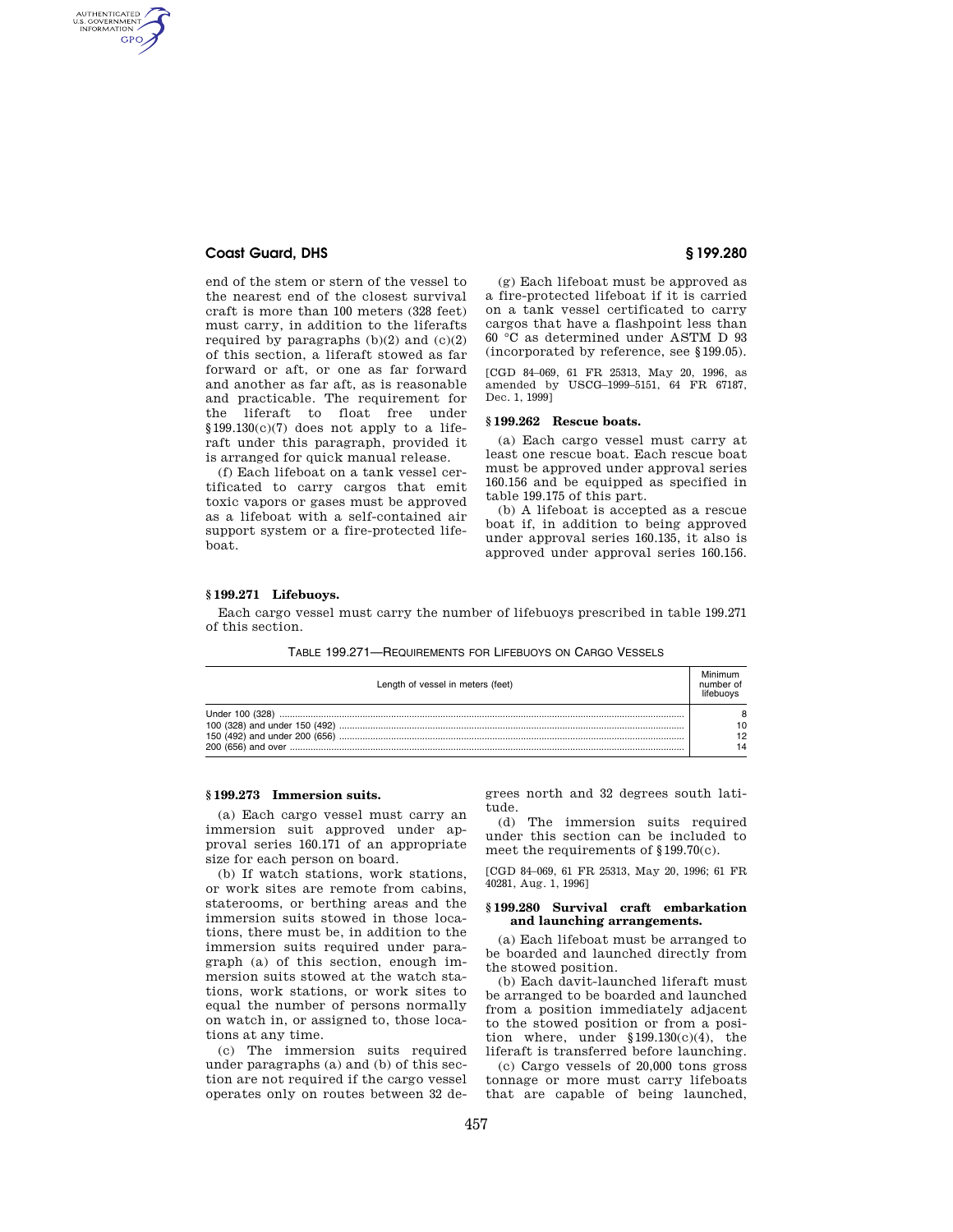end of the stem or stern of the vessel to the nearest end of the closest survival craft is more than 100 meters (328 feet) must carry, in addition to the liferafts required by paragraphs (b)(2) and (c)(2) of this section, a liferaft stowed as far forward or aft, or one as far forward and another as far aft, as is reasonable and practicable. The requirement for the liferaft to float free under §199.130(c)(7) does not apply to a liferaft under this paragraph, provided it is arranged for quick manual release.

(f) Each lifeboat on a tank vessel certificated to carry cargos that emit toxic vapors or gases must be approved as a lifeboat with a self-contained air support system or a fire-protected lifeboat.

(g) Each lifeboat must be approved as a fire-protected lifeboat if it is carried on a tank vessel certificated to carry cargos that have a flashpoint less than 60 °C as determined under ASTM D 93 (incorporated by reference, see §199.05).

[CGD 84–069, 61 FR 25313, May 20, 1996, as amended by USCG–1999–5151, 64 FR 67187, Dec. 1, 1999]

### § 199.262 Rescue boats.

(a) Each cargo vessel must carry at least one rescue boat. Each rescue boat must be approved under approval series 160.156 and be equipped as specified in table 199.175 of this part.

(b) A lifeboat is accepted as a rescue boat if, in addition to being approved under approval series 160.135, it also is approved under approval series 160.156.

### § 199.271 Lifebuoys.

Each cargo vessel must carry the number of lifebuoys prescribed in table 199.271 of this section.

TABLE 199.271—REQUIREMENTS FOR LIFEBUOYS ON CARGO VESSELS

| Length of vessel in meters (feet) | Minimum number of lifebuoys |
|---|---|
| Under 100 (328) | 8 |
| 100 (328) and under 150 (492) | 10 |
| 150 (492) and under 200 (656) | 12 |
| 200 (656) and over | 14 |

### § 199.273 Immersion suits.

(a) Each cargo vessel must carry an immersion suit approved under approval series 160.171 of an appropriate size for each person on board.

(b) If watch stations, work stations, or work sites are remote from cabins, staterooms, or berthing areas and the immersion suits stowed in those locations, there must be, in addition to the immersion suits required under paragraph (a) of this section, enough immersion suits stowed at the watch stations, work stations, or work sites to equal the number of persons normally on watch in, or assigned to, those locations at any time.

(c) The immersion suits required under paragraphs (a) and (b) of this section are not required if the cargo vessel operates only on routes between 32 degrees north and 32 degrees south latitude.

(d) The immersion suits required under this section can be included to meet the requirements of §199.70(c).

[CGD 84–069, 61 FR 25313, May 20, 1996; 61 FR 40281, Aug. 1, 1996]

### § 199.280 Survival craft embarkation and launching arrangements.

(a) Each lifeboat must be arranged to be boarded and launched directly from the stowed position.

(b) Each davit-launched liferaft must be arranged to be boarded and launched from a position immediately adjacent to the stowed position or from a position where, under §199.130(c)(4), the liferaft is transferred before launching.

(c) Cargo vessels of 20,000 tons gross tonnage or more must carry lifeboats that are capable of being launched,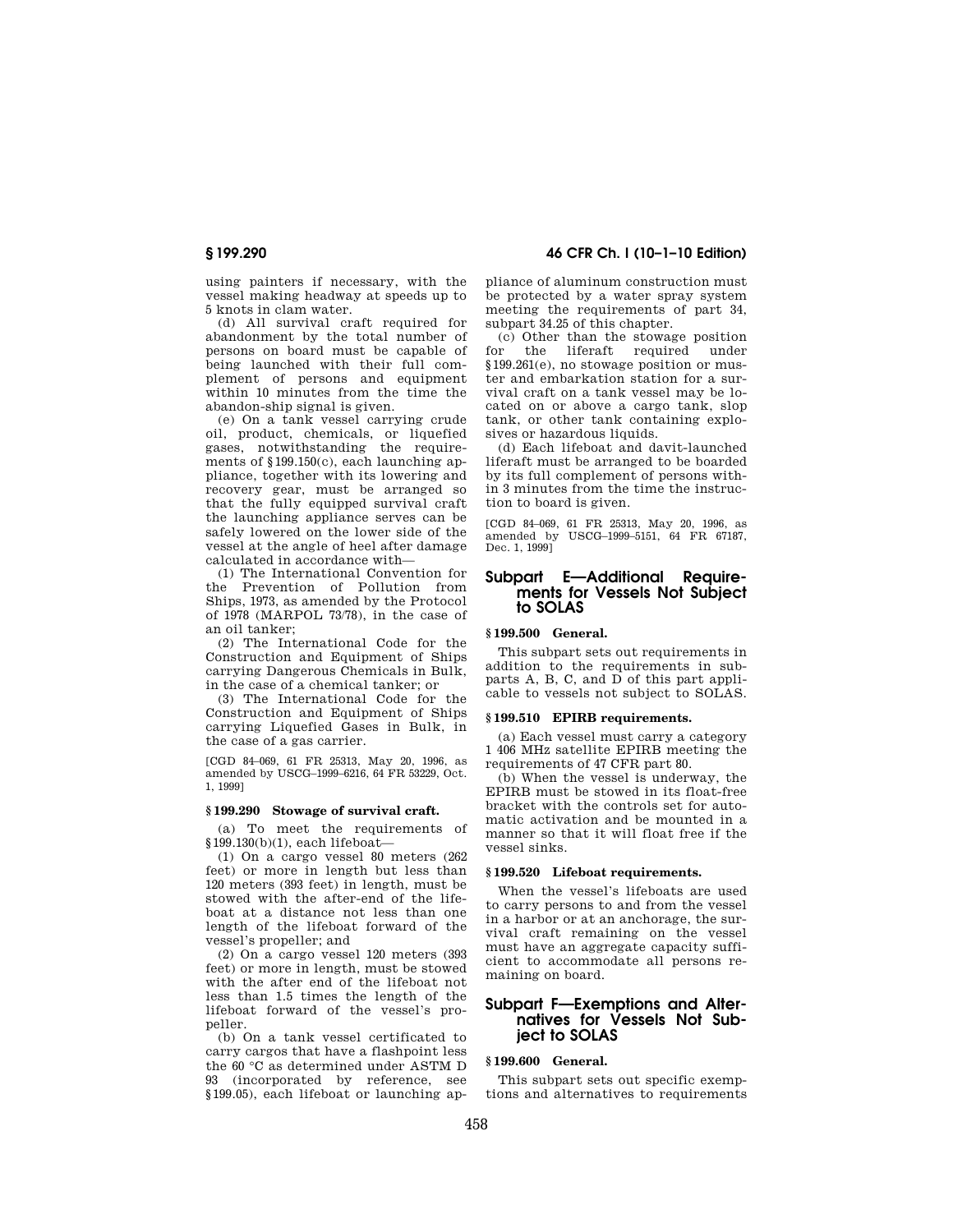using painters if necessary, with the vessel making headway at speeds up to 5 knots in clam water.

(d) All survival craft required for abandonment by the total number of persons on board must be capable of being launched with their full complement of persons and equipment within 10 minutes from the time the abandon-ship signal is given.

(e) On a tank vessel carrying crude oil, product, chemicals, or liquefied gases, notwithstanding the requirements of §199.150(c), each launching appliance, together with its lowering and recovery gear, must be arranged so that the fully equipped survival craft the launching appliance serves can be safely lowered on the lower side of the vessel at the angle of heel after damage calculated in accordance with—

(1) The International Convention for the Prevention of Pollution from Ships, 1973, as amended by the Protocol of 1978 (MARPOL 73/78), in the case of an oil tanker;

(2) The International Code for the Construction and Equipment of Ships carrying Dangerous Chemicals in Bulk, in the case of a chemical tanker; or

(3) The International Code for the Construction and Equipment of Ships carrying Liquefied Gases in Bulk, in the case of a gas carrier.

[CGD 84–069, 61 FR 25313, May 20, 1996, as amended by USCG–1999–6216, 64 FR 53229, Oct. 1, 1999]

### § 199.290 Stowage of survival craft.

(a) To meet the requirements of §199.130(b)(1), each lifeboat—

(1) On a cargo vessel 80 meters (262 feet) or more in length but less than 120 meters (393 feet) in length, must be stowed with the after-end of the lifeboat at a distance not less than one length of the lifeboat forward of the vessel's propeller; and

(2) On a cargo vessel 120 meters (393 feet) or more in length, must be stowed with the after end of the lifeboat not less than 1.5 times the length of the lifeboat forward of the vessel's propeller.

(b) On a tank vessel certificated to carry cargos that have a flashpoint less the 60 °C as determined under ASTM D 93 (incorporated by reference, see §199.05), each lifeboat or launching appliance of aluminum construction must be protected by a water spray system meeting the requirements of part 34, subpart 34.25 of this chapter.

(c) Other than the stowage position for the liferaft required under §199.261(e), no stowage position or muster and embarkation station for a survival craft on a tank vessel may be located on or above a cargo tank, slop tank, or other tank containing explosives or hazardous liquids.

(d) Each lifeboat and davit-launched liferaft must be arranged to be boarded by its full complement of persons within 3 minutes from the time the instruction to board is given.

[CGD 84–069, 61 FR 25313, May 20, 1996, as amended by USCG–1999–5151, 64 FR 67187, Dec. 1, 1999]

## Subpart E—Additional Requirements for Vessels Not Subject to SOLAS

### § 199.500 General.

This subpart sets out requirements in addition to the requirements in subparts A, B, C, and D of this part applicable to vessels not subject to SOLAS.

### § 199.510 EPIRB requirements.

(a) Each vessel must carry a category 1 406 MHz satellite EPIRB meeting the requirements of 47 CFR part 80.

(b) When the vessel is underway, the EPIRB must be stowed in its float-free bracket with the controls set for automatic activation and be mounted in a manner so that it will float free if the vessel sinks.

### § 199.520 Lifeboat requirements.

When the vessel's lifeboats are used to carry persons to and from the vessel in a harbor or at an anchorage, the survival craft remaining on the vessel must have an aggregate capacity sufficient to accommodate all persons remaining on board.

## Subpart F—Exemptions and Alternatives for Vessels Not Subject to SOLAS

### § 199.600 General.

This subpart sets out specific exemptions and alternatives to requirements